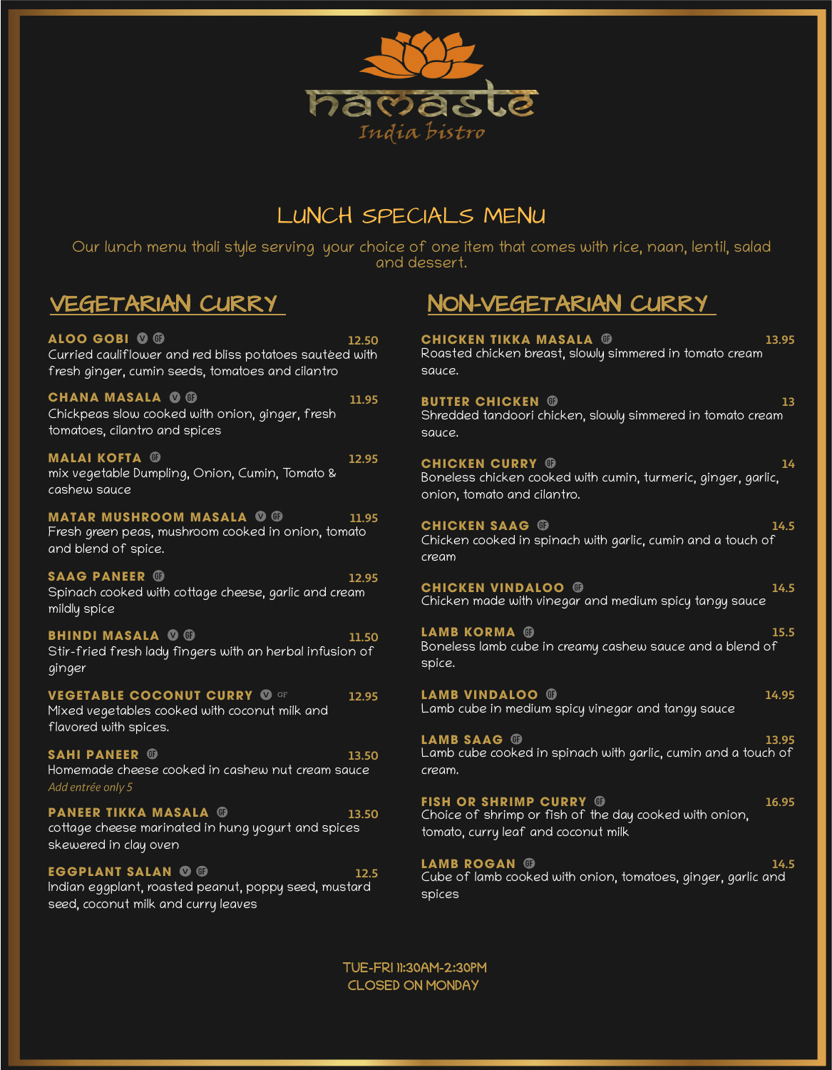# namaste

India bistro

## LUNCH SPECIALS MENU

Our lunch menu thali style serving your choice of one item that comes with rice, naan, lentil, salad and dessert.

## VEGETARIAN CURRY

**ALOO GOBI** V GF — 12.50
Curried cauliflower and red bliss potatoes sautéed with fresh ginger, cumin seeds, tomatoes and cilantro

**CHANA MASALA** V GF — 11.95
Chickpeas slow cooked with onion, ginger, fresh tomatoes, cilantro and spices

**MALAI KOFTA** GF — 12.95
mix vegetable Dumpling, Onion, Cumin, Tomato & cashew sauce

**MATAR MUSHROOM MASALA** V GF — 11.95
Fresh green peas, mushroom cooked in onion, tomato and blend of spice.

**SAAG PANEER** GF — 12.95
Spinach cooked with cottage cheese, garlic and cream mildly spice

**BHINDI MASALA** V GF — 11.50
Stir-fried fresh lady fingers with an herbal infusion of ginger

**VEGETABLE COCONUT CURRY** V GF — 12.95
Mixed vegetables cooked with coconut milk and flavored with spices.

**SAHI PANEER** GF — 13.50
Homemade cheese cooked in cashew nut cream sauce
*Add entrée only 5*

**PANEER TIKKA MASALA** GF — 13.50
cottage cheese marinated in hung yogurt and spices skewered in clay oven

**EGGPLANT SALAN** V GF — 12.5
Indian eggplant, roasted peanut, poppy seed, mustard seed, coconut milk and curry leaves

## NON-VEGETARIAN CURRY

**CHICKEN TIKKA MASALA** GF — 13.95
Roasted chicken breast, slowly simmered in tomato cream sauce.

**BUTTER CHICKEN** GF — 13
Shredded tandoori chicken, slowly simmered in tomato cream sauce.

**CHICKEN CURRY** GF — 14
Boneless chicken cooked with cumin, turmeric, ginger, garlic, onion, tomato and cilantro.

**CHICKEN SAAG** GF — 14.5
Chicken cooked in spinach with garlic, cumin and a touch of cream

**CHICKEN VINDALOO** GF — 14.5
Chicken made with vinegar and medium spicy tangy sauce

**LAMB KORMA** GF — 15.5
Boneless lamb cube in creamy cashew sauce and a blend of spice.

**LAMB VINDALOO** GF — 14.95
Lamb cube in medium spicy vinegar and tangy sauce

**LAMB SAAG** GF — 13.95
Lamb cube cooked in spinach with garlic, cumin and a touch of cream.

**FISH OR SHRIMP CURRY** GF — 16.95
Choice of shrimp or fish of the day cooked with onion, tomato, curry leaf and coconut milk

**LAMB ROGAN** GF — 14.5
Cube of lamb cooked with onion, tomatoes, ginger, garlic and spices

TUE-FRI 11:30AM-2:30PM
CLOSED ON MONDAY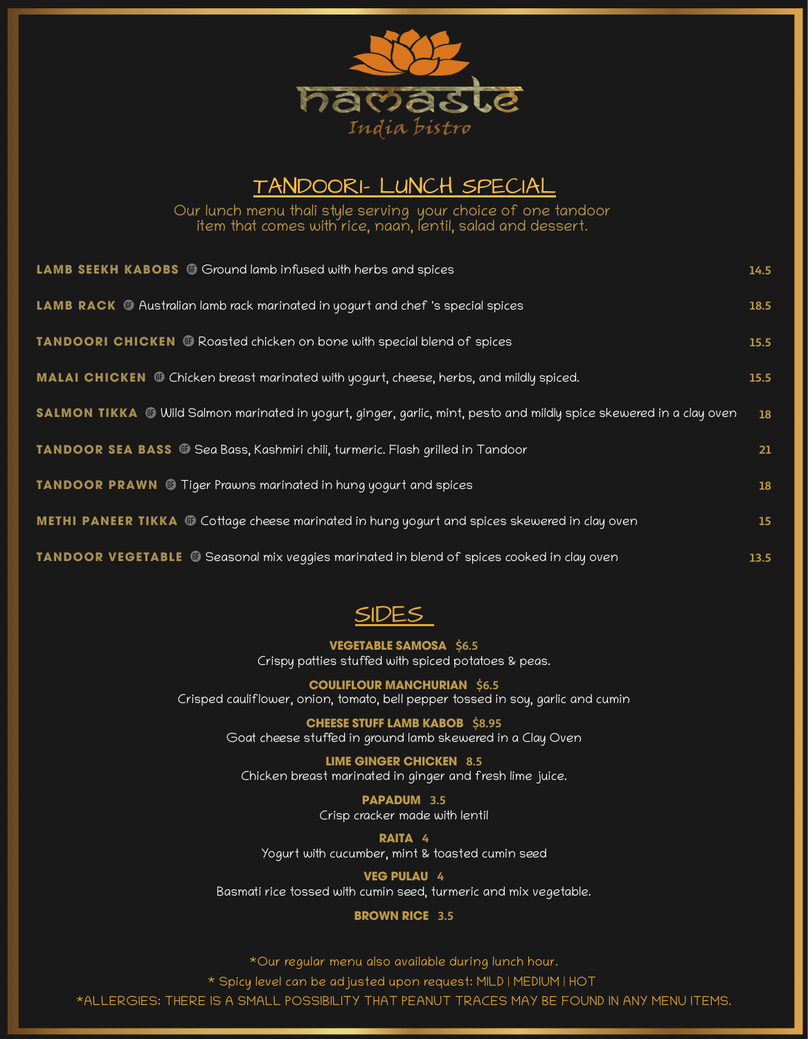# namaste

India bistro

## TANDOORI- LUNCH SPECIAL

Our lunch menu thali style serving your choice of one tandoor item that comes with rice, naan, lentil, salad and dessert.

| | | |
|---|---|---|
| **LAMB SEEKH KABOBS** | GF Ground lamb infused with herbs and spices | 14.5 |
| **LAMB RACK** | GF Australian lamb rack marinated in yogurt and chef 's special spices | 18.5 |
| **TANDOORI CHICKEN** | GF Roasted chicken on bone with special blend of spices | 15.5 |
| **MALAI CHICKEN** | GF Chicken breast marinated with yogurt, cheese, herbs, and mildly spiced. | 15.5 |
| **SALMON TIKKA** | GF Wild Salmon marinated in yogurt, ginger, garlic, mint, pesto and mildly spice skewered in a clay oven | 18 |
| **TANDOOR SEA BASS** | GF Sea Bass, Kashmiri chili, turmeric. Flash grilled in Tandoor | 21 |
| **TANDOOR PRAWN** | GF Tiger Prawns marinated in hung yogurt and spices | 18 |
| **METHI PANEER TIKKA** | GF Cottage cheese marinated in hung yogurt and spices skewered in clay oven | 15 |
| **TANDOOR VEGETABLE** | GF Seasonal mix veggies marinated in blend of spices cooked in clay oven | 13.5 |

## SIDES

**VEGETABLE SAMOSA** $6.5
Crispy patties stuffed with spiced potatoes & peas.

**COULIFLOUR MANCHURIAN** $6.5
Crisped cauliflower, onion, tomato, bell pepper tossed in soy, garlic and cumin

**CHEESE STUFF LAMB KABOB** $8.95
Goat cheese stuffed in ground lamb skewered in a Clay Oven

**LIME GINGER CHICKEN** 8.5
Chicken breast marinated in ginger and fresh lime juice.

**PAPADUM** 3.5
Crisp cracker made with lentil

**RAITA** 4
Yogurt with cucumber, mint & toasted cumin seed

**VEG PULAU** 4
Basmati rice tossed with cumin seed, turmeric and mix vegetable.

**BROWN RICE** 3.5

*Our regular menu also available during lunch hour.

* Spicy level can be adjusted upon request: MILD | MEDIUM | HOT

*ALLERGIES: THERE IS A SMALL POSSIBILITY THAT PEANUT TRACES MAY BE FOUND IN ANY MENU ITEMS.